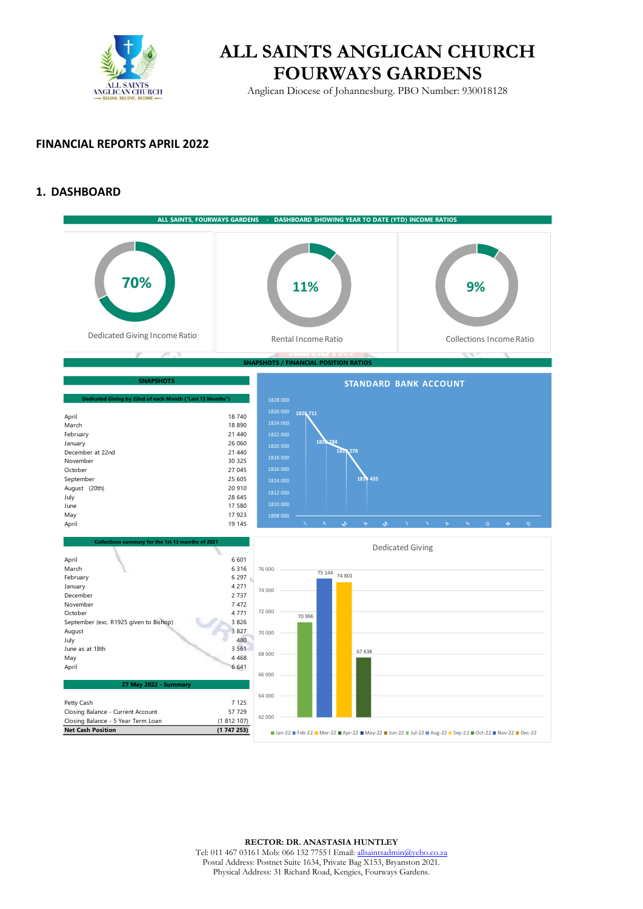# ALL SAINTS ANGLICAN CHURCH FOURWAYS GARDENS

Anglican Diocese of Johannesburg. PBO Number: 930018128

## FINANCIAL REPORTS APRIL 2022

## 1. DASHBOARD

**ALL SAINTS, FOURWAYS GARDENS - DASHBOARD SHOWING YEAR TO DATE (YTD) INCOME RATIOS**

70%
Dedicated Giving Income Ratio

11%
Rental Income Ratio

9%
Collections Income Ratio

**SNAPSHOTS / FINANCIAL POSITION RATIOS**

**SNAPSHOTS**

| Dedicated Giving by 22nd of each Month ("Last 13 Months") | |
|---|---|
| April | 18 740 |
| March | 18 890 |
| February | 21 440 |
| January | 26 060 |
| December at 22nd | 21 440 |
| November | 30 325 |
| October | 27 045 |
| September | 25 605 |
| August (20th) | 20 910 |
| July | 28 645 |
| June | 17 580 |
| May | 17 923 |
| April | 19 145 |

| Collections summary for the 1st 13 months of 2021 | |
|---|---|
| April | 6 601 |
| March | 6 316 |
| February | 6 297 |
| January | 4 271 |
| December | 2 737 |
| November | 7 472 |
| October | 4 771 |
| September (exc. R1925 given to Bishop) | 3 826 |
| August | 3 827 |
| July | 480 |
| June as at 18th | 3 561 |
| May | 4 468 |
| April | 6 641 |

| 27 May 2022 - Summary | |
|---|---|
| Petty Cash | 7 125 |
| Closing Balance - Current Account | 57 729 |
| Closing Balance - 5 Year Term Loan | (1 812 107) |
| **Net Cash Position** | **(1 747 253)** |

**STANDARD BANK ACCOUNT**

1828 000
1826 000
1824 000
1822 000
1820 000
1818 000
1816 000
1814 000
1812 000
1810 000
1808 000

1825 711
1820 784
1819 278
1814 435

J F M A M J J A S O N D

**Dedicated Giving**

76 000
74 000
72 000
70 000
68 000
66 000
64 000
62 000

70 996
75 144
74 801
67 638

Jan-22 Feb-22 Mar-22 Apr-22 May-22 Jun-22 Jul-22 Aug-22 Sep-22 Oct-22 Nov-22 Dec-22

**RECTOR: DR. ANASTASIA HUNTLEY**
Tel: 011 467 0316 | Mob: 066 132 7755 | Email: allsaintsadmin@yebo.co.za
Postal Address: Postnet Suite 1634, Private Bag X153, Bryanston 2021.
Physical Address: 31 Richard Road, Kengies, Fourways Gardens.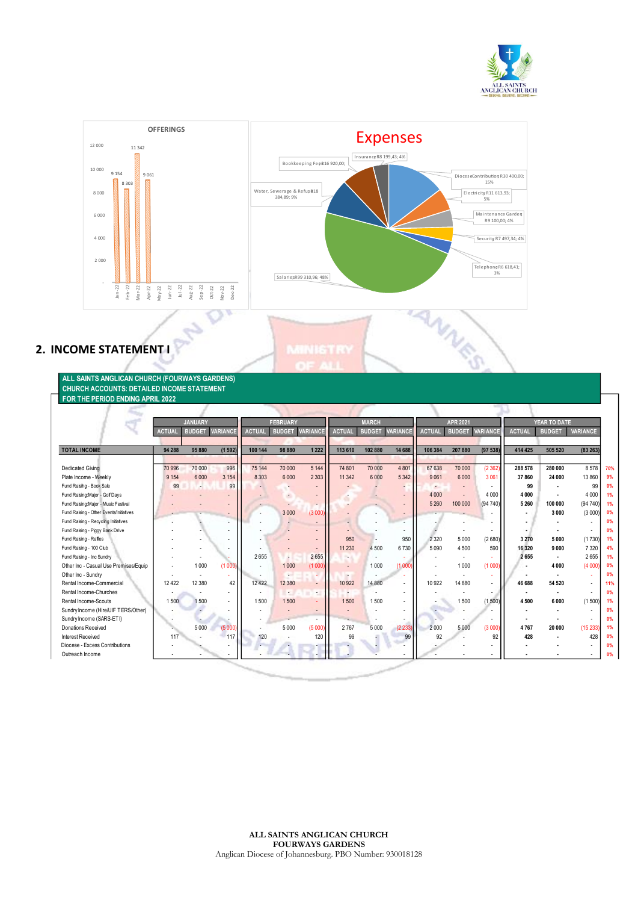OFFERINGS

12 000
10 000
8 000
6 000
4 000
2 000
-

9 154
8 303
11 342
9 061

Jan-22 Feb-22 Mar-22 Apr-22 May-22 Jun-22 Jul-22 Aug-22 Sep-22 Oct-22 Nov-22 Dec-22

Expenses

Insurance R8 199,43; 4%
Diocese Contribution R30 400,00; 15%
Electricity R11 613,93; 5%
Maintenance Garden R9 100,00; 4%
Security R7 497,34; 4%
Telephone R6 618,41; 3%
Salaries R99 310,96; 48%
Water, Sewerage & Refuse R18 384,89; 9%
Bookkeeping Fees R16 920,00; 8%

## 2. INCOME STATEMENT I

**ALL SAINTS ANGLICAN CHURCH (FOURWAYS GARDENS)**
**CHURCH ACCOUNTS: DETAILED INCOME STATEMENT**
**FOR THE PERIOD ENDING APRIL 2022**

| | JANUARY | | | FEBRUARY | | | MARCH | | | APR 2021 | | | YEAR TO DATE | | | |
|---|---|---|---|---|---|---|---|---|---|---|---|---|---|---|---|---|
| | ACTUAL | BUDGET | VARIANCE | ACTUAL | BUDGET | VARIANCE | ACTUAL | BUDGET | VARIANCE | ACTUAL | BUDGET | VARIANCE | ACTUAL | BUDGET | VARIANCE | |
| **TOTAL INCOME** | 94 288 | 95 880 | (1 592) | 100 144 | 98 880 | 1 222 | 113 610 | 102 880 | 14 688 | 106 384 | 207 880 | (97 538) | 414 425 | 505 520 | (83 263) | |
| Dedicated Giving | 70 996 | 70 000 | 996 | 75 144 | 70 000 | 5 144 | 74 801 | 70 000 | 4 801 | 67 638 | 70 000 | (2 362) | 288 578 | 280 000 | 8 578 | 70% |
| Plate Income - Weekly | 9 154 | 6 000 | 3 154 | 8 303 | 6 000 | 2 303 | 11 342 | 6 000 | 5 342 | 9 061 | 6 000 | 3 061 | 37 860 | 24 000 | 13 860 | 9% |
| Fund Raisihg - Book Sale | 99 | - | 99 | - | - | - | - | - | - | - | - | - | 99 | - | 99 | 0% |
| Fund Raising:Major - Golf Days | - | - | - | - | - | - | - | - | - | 4 000 | - | 4 000 | 4 000 | - | 4 000 | 1% |
| Fund Raising:Major - Music Festival | - | - | - | - | - | - | - | - | - | 5 260 | 100 000 | (94 740) | 5 260 | 100 000 | (94 740) | 1% |
| Fund Raising - Other Events/Initiatives | - | - | - | - | 3 000 | (3 000) | - | - | - | - | - | - | - | 3 000 | (3 000) | 0% |
| Fund Raising - Recycling Initiatives | - | - | - | - | - | - | - | - | - | - | - | - | - | - | - | 0% |
| Fund Raising - Piggy Bank Drive | - | - | - | - | - | - | - | - | - | - | - | - | - | - | - | 0% |
| Fund Raising - Raffles | - | - | - | - | - | - | 950 | - | 950 | 2 320 | 5 000 | (2 680) | 3 270 | 5 000 | (1 730) | 1% |
| Fund Raising - 100 Club | - | - | - | - | - | - | 11 230 | 4 500 | 6 730 | 5 090 | 4 500 | 590 | 16 320 | 9 000 | 7 320 | 4% |
| Fund Raising - Inc Sundry | - | - | - | 2 655 | - | 2 655 | - | - | - | - | - | - | 2 655 | - | 2 655 | 1% |
| Other Inc - Casual Use Premises/Equip | - | 1 000 | (1 000) | - | 1 000 | (1 000) | - | 1 000 | (1 000) | - | 1 000 | (1 000) | - | 4 000 | (4 000) | 0% |
| Other Inc - Sundry | - | - | - | - | - | - | - | - | - | - | - | - | - | - | - | 0% |
| Rental Income-Commercial | 12 422 | 12 380 | 42 | 12 422 | 12 380 | - | 10 922 | 14 880 | - | 10 922 | 14 880 | - | 46 688 | 54 520 | - | 11% |
| Rental Income-Churches | - | - | - | - | - | - | - | - | - | - | - | - | - | - | - | 0% |
| Rental Income-Scouts | 1 500 | 1 500 | - | 1 500 | 1 500 | - | 1 500 | 1 500 | - | - | 1 500 | (1 500) | 4 500 | 6 000 | (1 500) | 1% |
| Sundry Income (Hire/UIF TERS/Other) | - | - | - | - | - | - | - | - | - | - | - | - | - | - | - | 0% |
| Sundry Income (SARS-ETI) | - | - | - | - | - | - | - | - | - | - | - | - | - | - | - | 0% |
| Donations Received | - | 5 000 | (5 000) | - | 5 000 | (5 000) | 2 767 | 5 000 | (2 233) | 2 000 | 5 000 | (3 000) | 4 767 | 20 000 | (15 233) | 1% |
| Interest Received | 117 | - | 117 | 120 | - | 120 | 99 | - | 99 | 92 | - | 92 | 428 | - | 428 | 0% |
| Diocese - Excess Contributions | - | - | - | - | - | - | - | - | - | - | - | - | - | - | - | 0% |
| Outreach Income | - | - | - | - | - | - | - | - | - | - | - | - | - | - | - | 0% |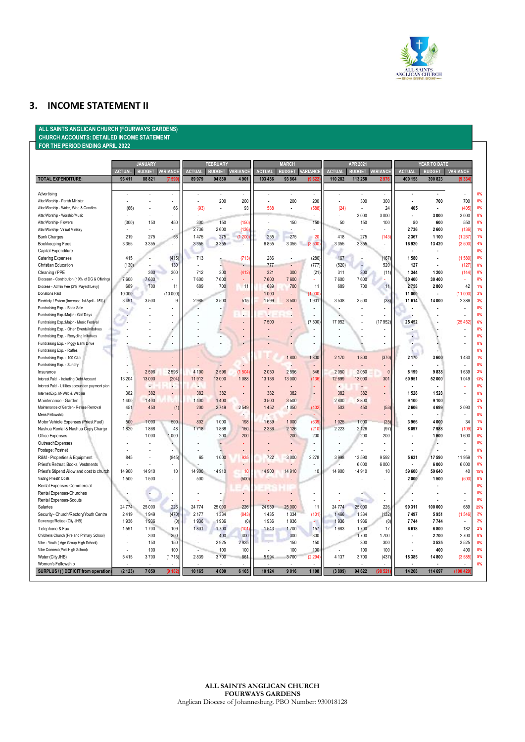## 3. INCOME STATEMENT II

**ALL SAINTS ANGLICAN CHURCH (FOURWAYS GARDENS)**
**CHURCH ACCOUNTS: DETAILED INCOME STATEMENT**
**FOR THE PERIOD ENDING APRIL 2022**

| | JANUARY | | | FEBRUARY | | | MARCH | | | APR 2021 | | | YEAR TO DATE | | | |
|---|---|---|---|---|---|---|---|---|---|---|---|---|---|---|---|---|
| | ACTUAL | BUDGET | VARIANCE | ACTUAL | BUDGET | VARIANCE | ACTUAL | BUDGET | VARIANCE | ACTUAL | BUDGET | VARIANCE | ACTUAL | BUDGET | VARIANCE | |
| **TOTAL EXPENDITURE:** | 96 411 | 88 821 | (7 590) | 89 979 | 94 880 | 4 901 | 103 486 | 93 864 | (9 622) | 110 282 | 113 258 | 2 976 | 400 158 | 390 823 | (9 334) | |
| Advertising | - | - | - | - | - | - | - | - | - | - | - | - | - | - | - | 0% |
| Altar/Worship - Parish Minister | - | - | - | - | 200 | 200 | - | 200 | 200 | - | 300 | 300 | - | 700 | 700 | 0% |
| Altar/Worship - Wafer, Wine & Candles | (66) | - | 66 | (93) | - | 93 | 588 | - | (588) | (24) | - | 24 | 405 | - | (405) | 0% |
| Altar/Worship - Worship/Music | - | - | - | - | - | - | - | - | - | - | 3 000 | 3 000 | - | 3 000 | 3 000 | 0% |
| Altar/Worship- Flowers | (300) | 150 | 450 | 300 | 150 | (150) | - | 150 | 150 | 50 | 150 | 100 | 50 | 600 | 550 | 0% |
| Altar/Worship- Virtual Ministry | - | - | - | 2 736 | 2 600 | (136) | - | - | - | - | - | - | 2 736 | 2 600 | (136) | 1% |
| Bank Charges | 219 | 275 | 56 | 1 475 | 275 | (1 200) | 255 | 275 | 20 | 418 | 275 | (143) | 2 367 | 1 100 | (1 267) | 1% |
| Bookkeeping Fees | 3 355 | 3 355 | - | 3 355 | 3 355 | - | 6 855 | 3 355 | (3 500) | 3 355 | 3 355 | - | 16 920 | 13 420 | (3 500) | 4% |
| Capital Expenditure | - | - | - | - | - | - | - | - | - | - | - | - | - | - | - | 0% |
| Catering Expenses | 415 | - | (415) | 713 | - | (713) | 286 | - | (286) | 167 | - | (167) | 1 580 | - | (1 580) | 0% |
| Christian Education | (130) | - | 130 | - | - | - | 777 | - | (777) | (520) | - | 520 | 127 | - | (127) | 0% |
| Cleaning / PPE | - | 300 | 300 | 712 | 300 | (412) | 321 | 300 | (21) | 311 | 300 | (11) | 1 344 | 1 200 | (144) | 0% |
| Diocesan - Contribution (10% of DG & Offering) | 7 600 | 7 600 | - | 7 600 | 7 600 | - | 7 600 | 7 600 | - | 7 600 | 7 600 | - | 30 400 | 30 400 | - | 8% |
| Diocese - Admin Fee (2% Payroll Levy) | 689 | 700 | 11 | 689 | 700 | 11 | 689 | 700 | 11 | 689 | 700 | 11 | 2 758 | 2 800 | 42 | 1% |
| Donations Paid | 10 000 | - | (10 000) | - | - | - | 1 000 | - | (1 000) | - | - | - | 11 000 | - | (11 000) | 3% |
| Electricity / Eskom (Increase 1st April - 15%) | 3 491 | 3 500 | 9 | 2 985 | 3 500 | 515 | 1 599 | 3 500 | 1 901 | 3 538 | 3 500 | (38) | 11 614 | 14 000 | 2 386 | 3% |
| Fundraising Exp. - Book Sale | - | - | - | - | - | - | - | - | - | - | - | - | - | - | - | 0% |
| Fundraising Exp.:Major - Golf Days | - | - | - | - | - | - | - | - | - | - | - | - | - | - | - | 0% |
| Fundraising Exp.:Major - Music Festival | - | - | - | - | - | - | 7 500 | - | (7 500) | 17 952 | - | (17 952) | 25 452 | - | (25 452) | 6% |
| Fundraising Exp. - Other Events/Initiatives | - | - | - | - | - | - | - | - | - | - | - | - | - | - | - | 0% |
| Fundraising Exp. - Recycling Initiatives | - | - | - | - | - | - | - | - | - | - | - | - | - | - | - | 0% |
| Fundraising Exp. - Piggy Bank Drive | - | - | - | - | - | - | - | - | - | - | - | - | - | - | - | 0% |
| Fundraising Exp. - Raffles | - | - | - | - | - | - | - | - | - | - | - | - | - | - | - | 0% |
| Fundraising Exp. - 100 Club | - | - | - | - | - | - | - | 1 800 | 1 800 | 2 170 | 1 800 | (370) | 2 170 | 3 600 | 1 430 | 1% |
| Fundraising Exp. - Sundry | - | - | - | - | - | - | - | - | - | - | - | - | - | - | - | 0% |
| Insurance | - | 2 596 | 2 596 | 4 100 | 2 596 | (1 504) | 2 050 | 2 596 | 546 | 2 050 | 2 050 | 0 | 8 199 | 9 838 | 1 639 | 2% |
| Interest Paid - Including Debit Account | 13 204 | 13 000 | (204) | 11 912 | 13 000 | 1 088 | 13 136 | 13 000 | (136) | 12 699 | 13 000 | 301 | 50 951 | 52 000 | 1 049 | 13% |
| Interest Paid - Utilities account on payment plan | - | - | - | - | - | - | - | - | - | - | - | - | - | - | - | 0% |
| Internet Exp. M-Web & Website | 382 | 382 | - | 382 | 382 | - | 382 | 382 | - | 382 | 382 | - | 1 528 | 1 528 | - | 0% |
| Maintenance - Garden | 1 400 | 1 400 | - | 1 400 | 1 400 | - | 3 500 | 3 500 | - | 2 800 | 2 800 | - | 9 100 | 9 100 | - | 2% |
| Maintenance of Garden- Refuse Removal | 451 | 450 | (1) | 200 | 2 749 | 2 549 | 1 452 | 1 050 | (402) | 503 | 450 | (53) | 2 606 | 4 699 | 2 093 | 1% |
| Mens Fellowship | - | - | - | - | - | - | - | - | - | - | - | - | - | - | - | 0% |
| Motor Vehicle Expenses (Priest Fuel) | 500 | 1 000 | 500 | 802 | 1 000 | 198 | 1 639 | 1 000 | (639) | 1 025 | 1 000 | (25) | 3 966 | 4 000 | 34 | 1% |
| Nashua Rental & Nashua Copy Charge | 1 820 | 1 868 | 48 | 1 718 | 1 868 | 150 | 2 336 | 2 126 | (210) | 2 223 | 2 126 | (97) | 8 097 | 7 988 | (109) | 2% |
| Office Expenses | - | 1 000 | 1 000 | - | 200 | 200 | - | 200 | 200 | - | 200 | 200 | - | 1 600 | 1 600 | 0% |
| OutreachExpenses | - | - | - | - | - | - | - | - | - | - | - | - | - | - | - | 0% |
| Postage; Postnet | - | - | - | - | - | - | - | - | - | - | - | - | - | - | - | 0% |
| R&M - Properties & Equipment | 845 | - | (845) | 65 | 1 000 | 935 | 722 | 3 000 | 2 278 | 3 998 | 13 590 | 9 592 | 5 631 | 17 590 | 11 959 | 1% |
| Priest's Retreat, Books, Vestments | - | - | - | - | - | - | - | - | - | - | 6 000 | 6 000 | - | 6 000 | 6 000 | 0% |
| Priest's Stipend Allow and cost to church | 14 900 | 14 910 | 10 | 14 900 | 14 910 | 10 | 14 900 | 14 910 | 10 | 14 900 | 14 910 | 10 | 59 600 | 59 640 | 40 | 15% |
| Visiting Priests' Costs | 1 500 | 1 500 | - | 500 | - | (500) | - | - | - | - | - | - | 2 000 | 1 500 | (500) | 0% |
| Rental Expenses-Commercial | - | - | - | - | - | - | - | - | - | - | - | - | - | - | - | 0% |
| Rental Expenses-Churches | - | - | - | - | - | - | - | - | - | - | - | - | - | - | - | 0% |
| Rental Expenses-Scouts | - | - | - | - | - | - | - | - | - | - | - | - | - | - | - | 0% |
| Salaries | 24 774 | 25 000 | 226 | 24 774 | 25 000 | 226 | 24 989 | 25 000 | 11 | 24 774 | 25 000 | 226 | 99 311 | 100 000 | 689 | 25% |
| Security - Church/Rectory/Youth Centre | 2 419 | 1 949 | (470) | 2 177 | 1 334 | (843) | 1 435 | 1 334 | (101) | 1 466 | 1 334 | (132) | 7 497 | 5 951 | (1 546) | 2% |
| Sewerage/Refuse (City JHB) | 1 936 | 1 936 | (0) | 1 936 | 1 936 | (0) | 1 936 | 1 936 | - | 1 936 | 1 936 | (0) | 7 744 | 7 744 | - | 2% |
| Telephone & Fax | 1 591 | 1 700 | 109 | 1 801 | 1 700 | (101) | 1 543 | 1 700 | 157 | 1 683 | 1 700 | 17 | 6 618 | 6 800 | 182 | 2% |
| Childrens Church (Pre and Primary School) | - | 300 | 300 | - | 400 | 400 | - | 300 | 300 | - | 1 700 | 1 700 | - | 2 700 | 2 700 | 0% |
| Vibe - Youth ( Age Group High School) | - | 150 | 150 | - | 2 925 | 2 925 | - | 150 | 150 | - | 300 | 300 | - | 3 525 | 3 525 | 0% |
| Vibe Connect (Post High School) | - | 100 | 100 | - | 100 | 100 | - | 100 | 100 | - | 100 | 100 | - | 400 | 400 | 0% |
| Water (City JHB) | 5 415 | 3 700 | (1 715) | 2 839 | 3 700 | 861 | 5 994 | 3 700 | (2 294) | 4 137 | 3 700 | (437) | 18 385 | 14 800 | (3 585) | 5% |
| Women's Fellowship | - | - | - | - | - | - | - | - | - | - | - | - | - | - | - | 0% |
| **SURPLUS / ( ) DEFICIT from operations** | (2 123) | 7 059 | (9 182) | 10 165 | 4 000 | 6 165 | 10 124 | 9 016 | 1 108 | (3 899) | 94 622 | (98 521) | 14 268 | 114 697 | (100 429) | |

**ALL SAINTS ANGLICAN CHURCH**
**FOURWAYS GARDENS**
Anglican Diocese of Johannesburg. PBO Number: 930018128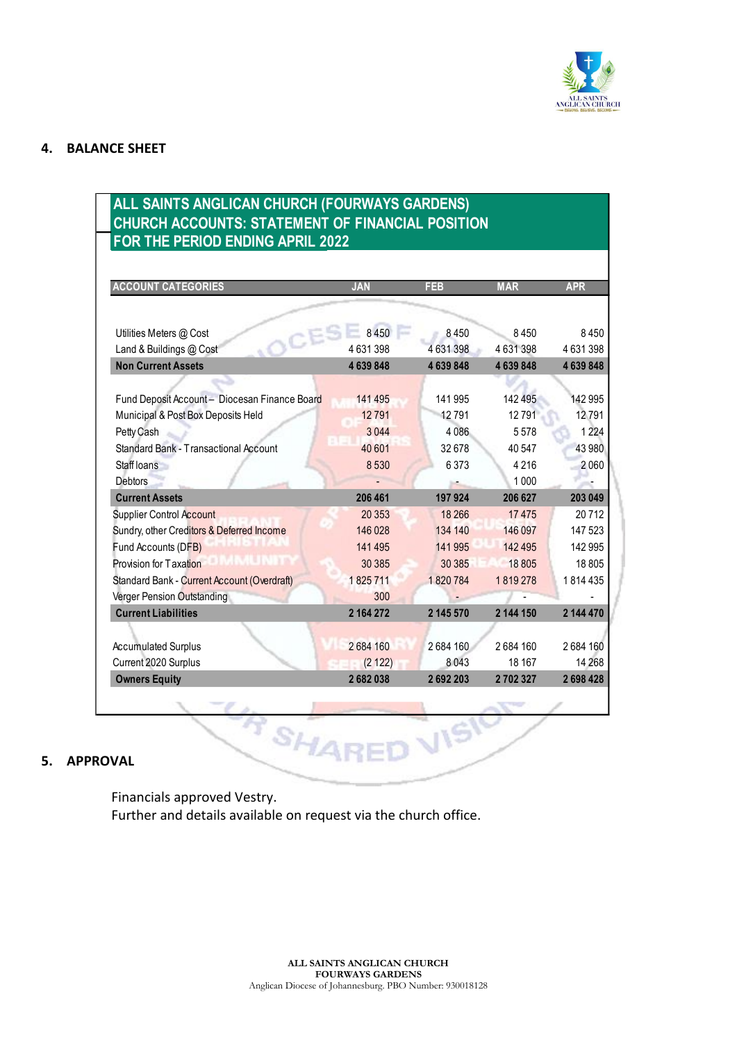## 4. BALANCE SHEET

**ALL SAINTS ANGLICAN CHURCH (FOURWAYS GARDENS)**
**CHURCH ACCOUNTS: STATEMENT OF FINANCIAL POSITION**
**FOR THE PERIOD ENDING APRIL 2022**

| ACCOUNT CATEGORIES | JAN | FEB | MAR | APR |
|---|---|---|---|---|
| Utilities Meters @ Cost | 8 450 | 8 450 | 8 450 | 8 450 |
| Land & Buildings @ Cost | 4 631 398 | 4 631 398 | 4 631 398 | 4 631 398 |
| **Non Current Assets** | **4 639 848** | **4 639 848** | **4 639 848** | **4 639 848** |
| Fund Deposit Account – Diocesan Finance Board | 141 495 | 141 995 | 142 495 | 142 995 |
| Municipal & Post Box Deposits Held | 12 791 | 12 791 | 12 791 | 12 791 |
| Petty Cash | 3 044 | 4 086 | 5 578 | 1 224 |
| Standard Bank - Transactional Account | 40 601 | 32 678 | 40 547 | 43 980 |
| Staff loans | 8 530 | 6 373 | 4 216 | 2 060 |
| Debtors | - | - | 1 000 | - |
| **Current Assets** | **206 461** | **197 924** | **206 627** | **203 049** |
| Supplier Control Account | 20 353 | 18 266 | 17 475 | 20 712 |
| Sundry, other Creditors & Deferred Income | 146 028 | 134 140 | 146 097 | 147 523 |
| Fund Accounts (DFB) | 141 495 | 141 995 | 142 495 | 142 995 |
| Provision for Taxation | 30 385 | 30 385 | 18 805 | 18 805 |
| Standard Bank - Current Account (Overdraft) | 1 825 711 | 1 820 784 | 1 819 278 | 1 814 435 |
| Verger Pension Outstanding | 300 | - | - | - |
| **Current Liabilities** | **2 164 272** | **2 145 570** | **2 144 150** | **2 144 470** |
| Accumulated Surplus | 2 684 160 | 2 684 160 | 2 684 160 | 2 684 160 |
| Current 2020 Surplus | (2 122) | 8 043 | 18 167 | 14 268 |
| **Owners Equity** | **2 682 038** | **2 692 203** | **2 702 327** | **2 698 428** |

## 5. APPROVAL

Financials approved Vestry.
Further and details available on request via the church office.